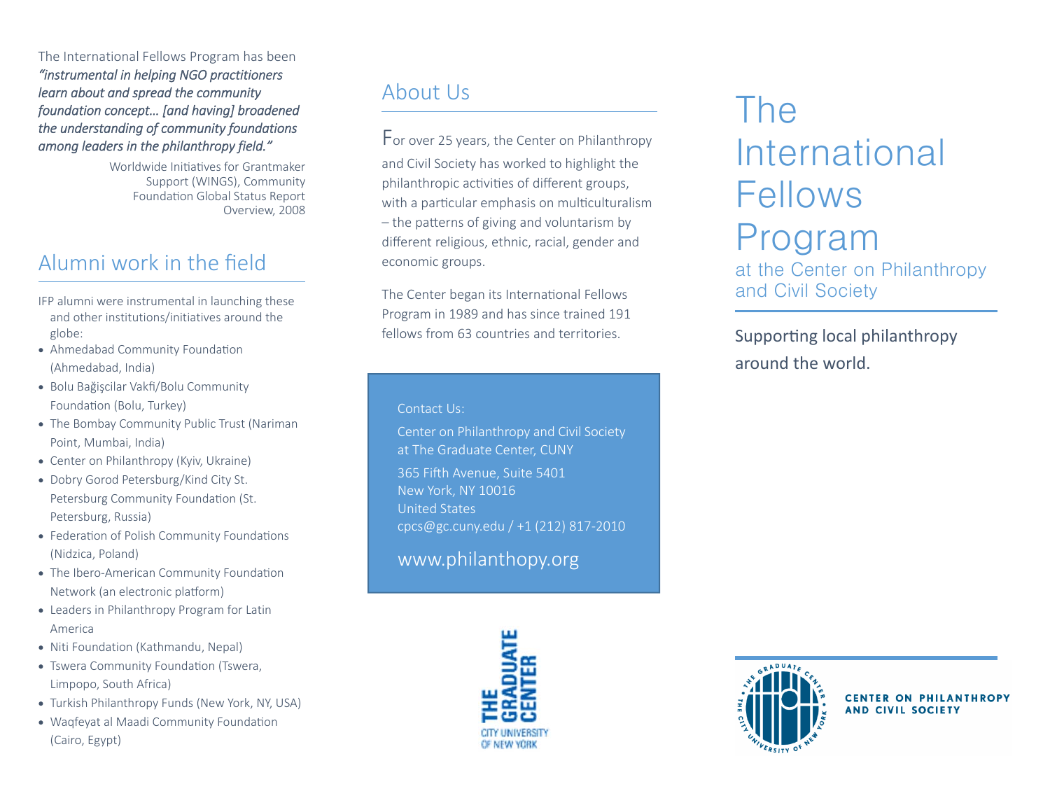The International Fellows Program has been ***"instrumental in helping NGO practitioners learn about and spread the community foundation concept… [and having] broadened the understanding of community foundations among leaders in the philanthropy field."***

Worldwide Initiatives for Grantmaker Support (WINGS), Community Foundation Global Status Report Overview, 2008

## Alumni work in the field

IFP alumni were instrumental in launching these and other institutions/initiatives around the globe:

- Ahmedabad Community Foundation (Ahmedabad, India)
- Bolu Bağışcılar Vakfi/Bolu Community Foundation (Bolu, Turkey)
- The Bombay Community Public Trust (Nariman Point, Mumbai, India)
- Center on Philanthropy (Kyiv, Ukraine)
- Dobry Gorod Petersburg/Kind City St. Petersburg Community Foundation (St. Petersburg, Russia)
- Federation of Polish Community Foundations (Nidzica, Poland)
- The Ibero-American Community Foundation Network (an electronic platform)
- Leaders in Philanthropy Program for Latin America
- Niti Foundation (Kathmandu, Nepal)
- Tswera Community Foundation (Tswera, Limpopo, South Africa)
- Turkish Philanthropy Funds (New York, NY, USA)
- Waqfeyat al Maadi Community Foundation (Cairo, Egypt)

## About Us

For over 25 years, the Center on Philanthropy and Civil Society has worked to highlight the philanthropic activities of different groups, with a particular emphasis on multiculturalism – the patterns of giving and voluntarism by different religious, ethnic, racial, gender and economic groups.

The Center began its International Fellows Program in 1989 and has since trained 191 fellows from 63 countries and territories.

Contact Us:

Center on Philanthropy and Civil Society
at The Graduate Center, CUNY

365 Fifth Avenue, Suite 5401
New York, NY 10016
United States
cpcs@gc.cuny.edu / +1 (212) 817-2010

www.philanthopy.org

THE GRADUATE CENTER
CITY UNIVERSITY OF NEW YORK

# The International Fellows Program

### at the Center on Philanthropy and Civil Society

Supporting local philanthropy around the world.

THE GRADUATE CENTER • THE CITY UNIVERSITY OF NEW YORK

**CENTER ON PHILANTHROPY AND CIVIL SOCIETY**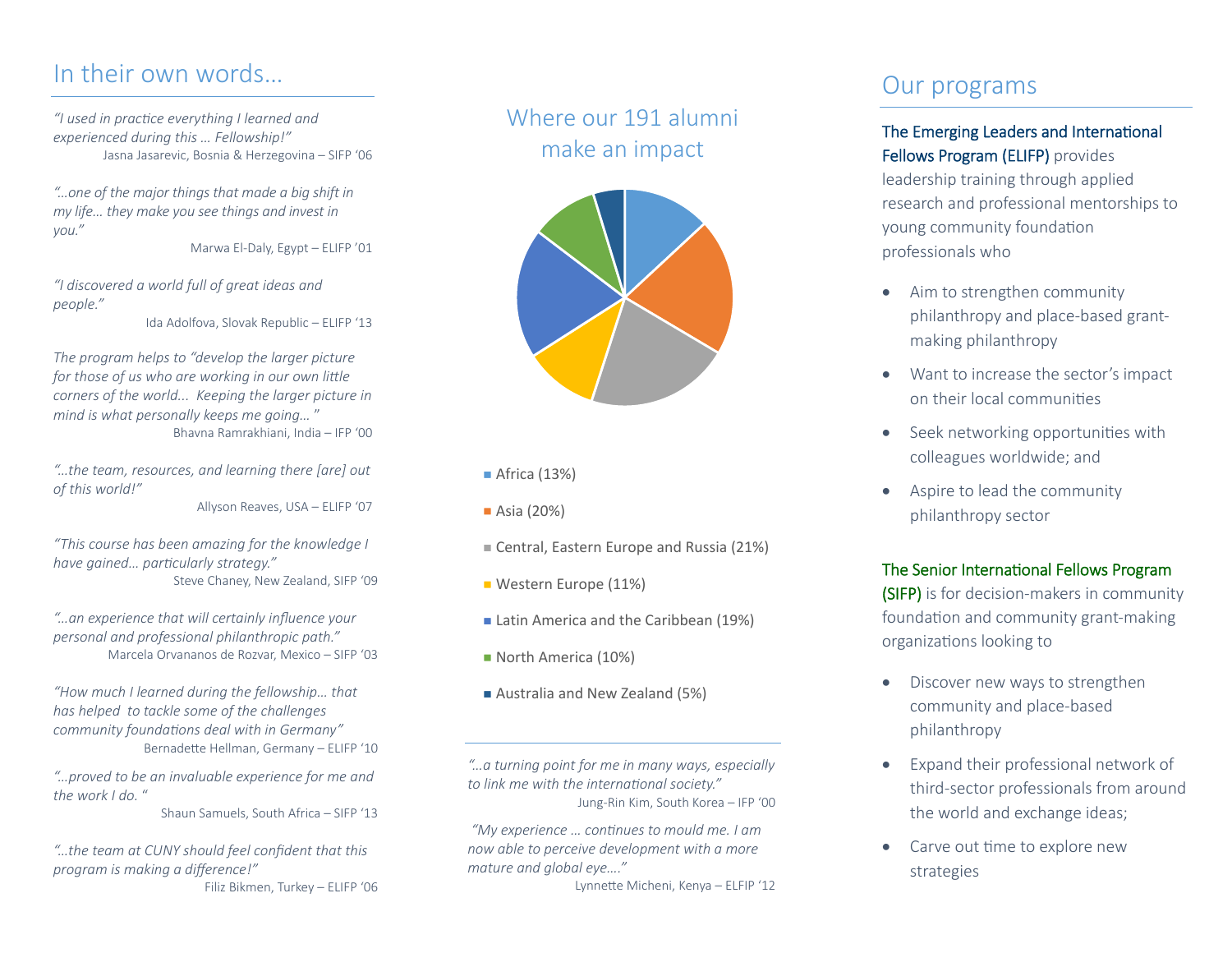## In their own words…

*"I used in practice everything I learned and experienced during this … Fellowship!"*
Jasna Jasarevic, Bosnia & Herzegovina – SIFP '06

*"…one of the major things that made a big shift in my life… they make you see things and invest in you."*
Marwa El-Daly, Egypt – ELIFP '01

*"I discovered a world full of great ideas and people."*
Ida Adolfova, Slovak Republic – ELIFP '13

*The program helps to "develop the larger picture for those of us who are working in our own little corners of the world... Keeping the larger picture in mind is what personally keeps me going… "*
Bhavna Ramrakhiani, India – IFP '00

*"…the team, resources, and learning there [are] out of this world!"*
Allyson Reaves, USA – ELIFP '07

*"This course has been amazing for the knowledge I have gained… particularly strategy."*
Steve Chaney, New Zealand, SIFP '09

*"…an experience that will certainly influence your personal and professional philanthropic path."*
Marcela Orvananos de Rozvar, Mexico – SIFP '03

*"How much I learned during the fellowship… that has helped to tackle some of the challenges community foundations deal with in Germany"*
Bernadette Hellman, Germany – ELIFP '10

*"…proved to be an invaluable experience for me and the work I do. "*
Shaun Samuels, South Africa – SIFP '13

*"…the team at CUNY should feel confident that this program is making a difference!"*
Filiz Bikmen, Turkey – ELIFP '06

## Where our 191 alumni make an impact

Africa (13%)
Asia (20%)
Central, Eastern Europe and Russia (21%)
Western Europe (11%)
Latin America and the Caribbean (19%)
North America (10%)
Australia and New Zealand (5%)

*"…a turning point for me in many ways, especially to link me with the international society."*
Jung-Rin Kim, South Korea – IFP '00

*"My experience … continues to mould me. I am now able to perceive development with a more mature and global eye…."*
Lynnette Micheni, Kenya – ELFIP '12

## Our programs

**The Emerging Leaders and International Fellows Program (ELIFP)** provides leadership training through applied research and professional mentorships to young community foundation professionals who

- Aim to strengthen community philanthropy and place-based grant-making philanthropy
- Want to increase the sector's impact on their local communities
- Seek networking opportunities with colleagues worldwide; and
- Aspire to lead the community philanthropy sector

**The Senior International Fellows Program (SIFP)** is for decision-makers in community foundation and community grant-making organizations looking to

- Discover new ways to strengthen community and place-based philanthropy
- Expand their professional network of third-sector professionals from around the world and exchange ideas;
- Carve out time to explore new strategies